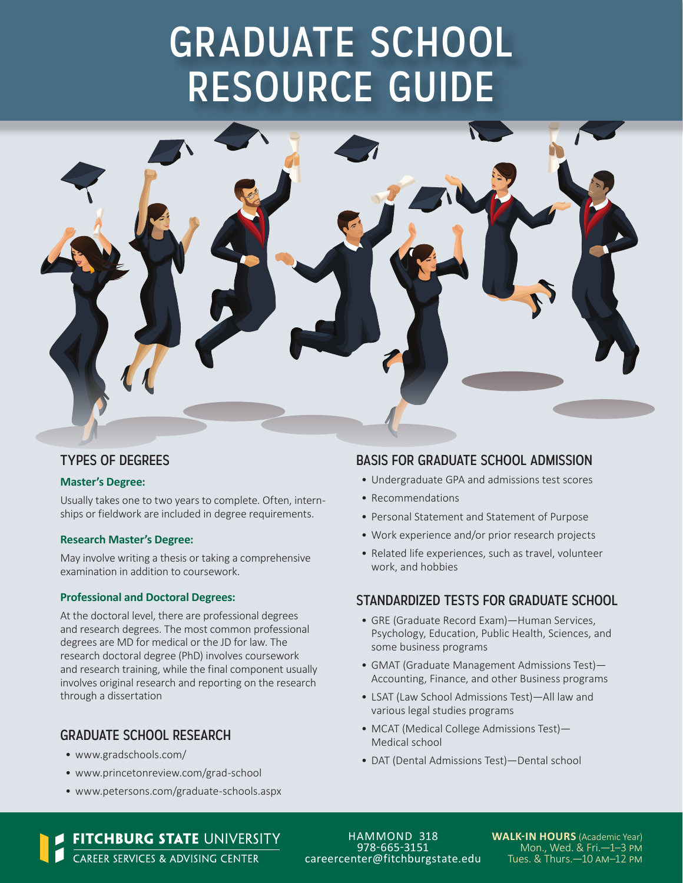# GRADUATE SCHOOL RESOURCE GUIDE

## TYPES OF DEGREES

### Master's Degree:

Usually takes one to two years to complete. Often, internships or fieldwork are included in degree requirements.

### Research Master's Degree:

May involve writing a thesis or taking a comprehensive examination in addition to coursework.

### Professional and Doctoral Degrees:

At the doctoral level, there are professional degrees and research degrees. The most common professional degrees are MD for medical or the JD for law. The research doctoral degree (PhD) involves coursework and research training, while the final component usually involves original research and reporting on the research through a dissertation

## GRADUATE SCHOOL RESEARCH

- www.gradschools.com/
- www.princetonreview.com/grad-school
- www.petersons.com/graduate-schools.aspx

## BASIS FOR GRADUATE SCHOOL ADMISSION

- Undergraduate GPA and admissions test scores
- Recommendations
- Personal Statement and Statement of Purpose
- Work experience and/or prior research projects
- Related life experiences, such as travel, volunteer work, and hobbies

## STANDARDIZED TESTS FOR GRADUATE SCHOOL

- GRE (Graduate Record Exam)—Human Services, Psychology, Education, Public Health, Sciences, and some business programs
- GMAT (Graduate Management Admissions Test)—Accounting, Finance, and other Business programs
- LSAT (Law School Admissions Test)—All law and various legal studies programs
- MCAT (Medical College Admissions Test)—Medical school
- DAT (Dental Admissions Test)—Dental school

**FITCHBURG STATE** UNIVERSITY
CAREER SERVICES & ADVISING CENTER

HAMMOND 318
978-665-3151
careercenter@fitchburgstate.edu

**WALK-IN HOURS** (Academic Year)
Mon., Wed. & Fri.—1–3 PM
Tues. & Thurs.—10 AM–12 PM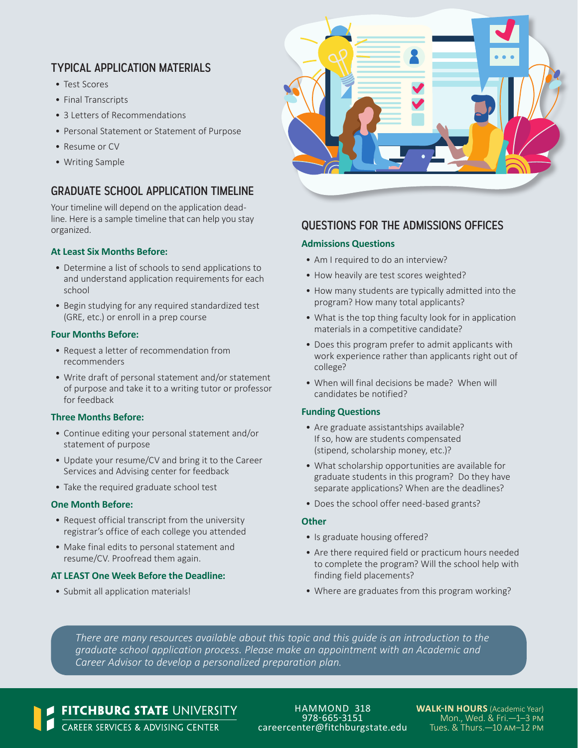## TYPICAL APPLICATION MATERIALS

- Test Scores
- Final Transcripts
- 3 Letters of Recommendations
- Personal Statement or Statement of Purpose
- Resume or CV
- Writing Sample

## GRADUATE SCHOOL APPLICATION TIMELINE

Your timeline will depend on the application deadline. Here is a sample timeline that can help you stay organized.

### At Least Six Months Before:

- Determine a list of schools to send applications to and understand application requirements for each school
- Begin studying for any required standardized test (GRE, etc.) or enroll in a prep course

### Four Months Before:

- Request a letter of recommendation from recommenders
- Write draft of personal statement and/or statement of purpose and take it to a writing tutor or professor for feedback

### Three Months Before:

- Continue editing your personal statement and/or statement of purpose
- Update your resume/CV and bring it to the Career Services and Advising center for feedback
- Take the required graduate school test

### One Month Before:

- Request official transcript from the university registrar's office of each college you attended
- Make final edits to personal statement and resume/CV. Proofread them again.

### AT LEAST One Week Before the Deadline:

- Submit all application materials!

## QUESTIONS FOR THE ADMISSIONS OFFICES

### Admissions Questions

- Am I required to do an interview?
- How heavily are test scores weighted?
- How many students are typically admitted into the program? How many total applicants?
- What is the top thing faculty look for in application materials in a competitive candidate?
- Does this program prefer to admit applicants with work experience rather than applicants right out of college?
- When will final decisions be made? When will candidates be notified?

### Funding Questions

- Are graduate assistantships available? If so, how are students compensated (stipend, scholarship money, etc.)?
- What scholarship opportunities are available for graduate students in this program? Do they have separate applications? When are the deadlines?
- Does the school offer need-based grants?

### Other

- Is graduate housing offered?
- Are there required field or practicum hours needed to complete the program? Will the school help with finding field placements?
- Where are graduates from this program working?

*There are many resources available about this topic and this guide is an introduction to the graduate school application process. Please make an appointment with an Academic and Career Advisor to develop a personalized preparation plan.*

**FITCHBURG STATE** UNIVERSITY
CAREER SERVICES & ADVISING CENTER

HAMMOND 318
978-665-3151
careercenter@fitchburgstate.edu

**WALK-IN HOURS** (Academic Year)
Mon., Wed. & Fri.—1–3 PM
Tues. & Thurs.—10 AM–12 PM